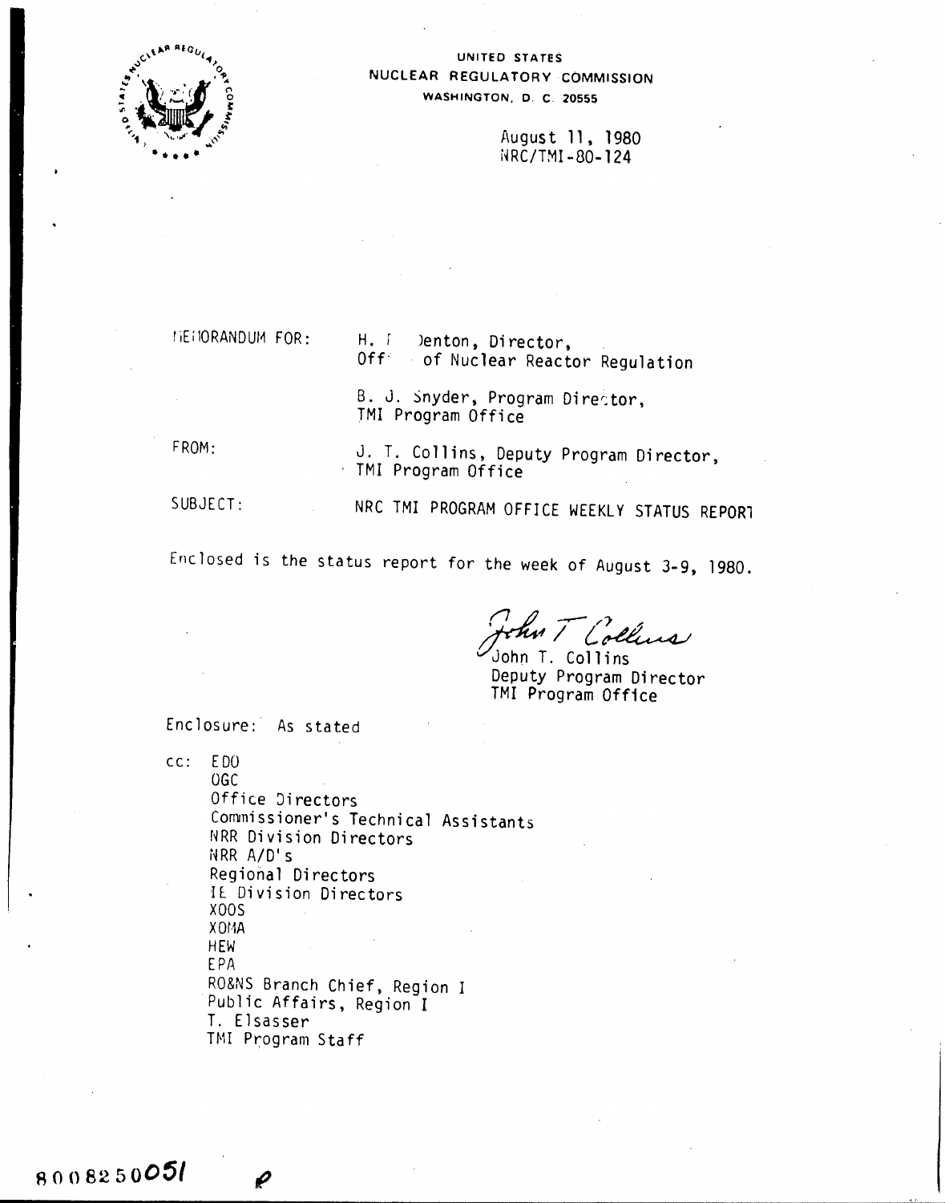UNITED STATES
NUCLEAR REGULATORY COMMISSION
WASHINGTON, D. C. 20555

August 11, 1980
NRC/TMI-80-124

MEMORANDUM FOR: H. R. Denton, Director,
Office of Nuclear Reactor Regulation

B. J. Snyder, Program Director,
TMI Program Office

FROM: J. T. Collins, Deputy Program Director,
TMI Program Office

SUBJECT: NRC TMI PROGRAM OFFICE WEEKLY STATUS REPORT

Enclosed is the status report for the week of August 3-9, 1980.

John T. Collins
Deputy Program Director
TMI Program Office

Enclosure: As stated

cc: EDO
OGC
Office Directors
Commissioner's Technical Assistants
NRR Division Directors
NRR A/D's
Regional Directors
IE Division Directors
XOOS
XOMA
HEW
EPA
RO&NS Branch Chief, Region I
Public Affairs, Region I
T. Elsasser
TMI Program Staff

8008250051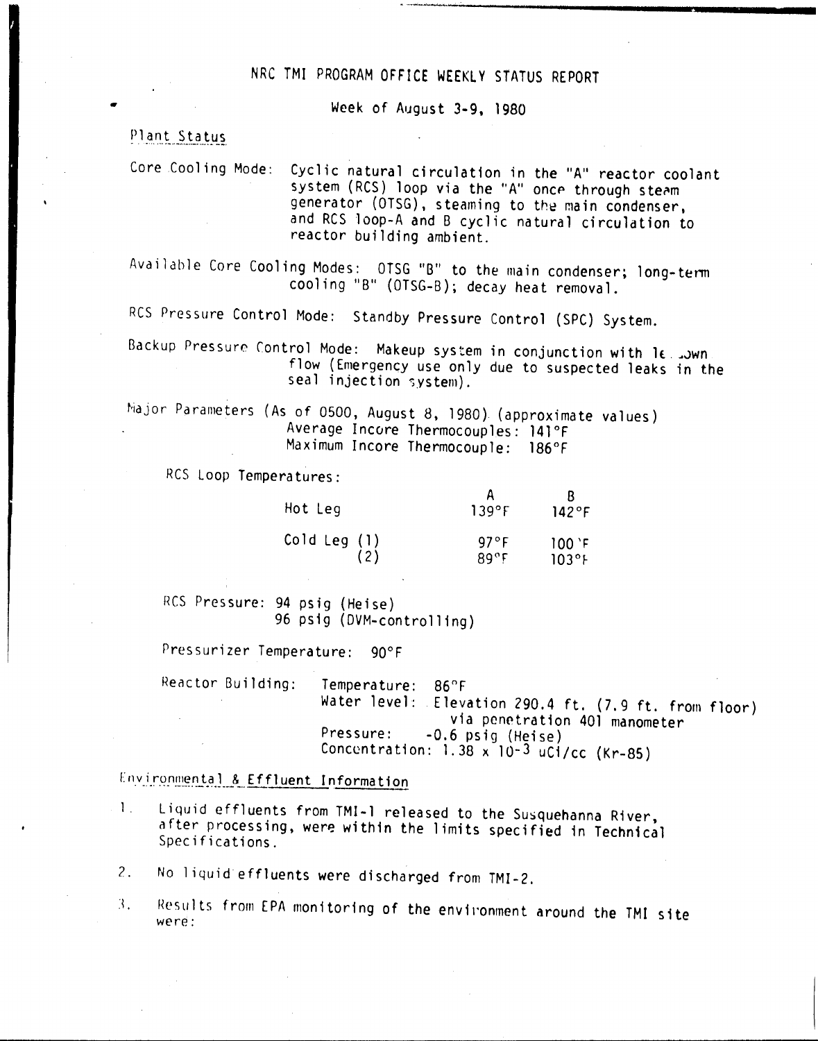# NRC TMI PROGRAM OFFICE WEEKLY STATUS REPORT

Week of August 3-9, 1980

## Plant Status

Core Cooling Mode: Cyclic natural circulation in the "A" reactor coolant system (RCS) loop via the "A" once through steam generator (OTSG), steaming to the main condenser, and RCS loop-A and B cyclic natural circulation to reactor building ambient.

Available Core Cooling Modes: OTSG "B" to the main condenser; long-term cooling "B" (OTSG-B); decay heat removal.

RCS Pressure Control Mode: Standby Pressure Control (SPC) System.

Backup Pressure Control Mode: Makeup system in conjunction with letdown flow (Emergency use only due to suspected leaks in the seal injection system).

Major Parameters (As of 0500, August 8, 1980) (approximate values)
Average Incore Thermocouples: 141°F
Maximum Incore Thermocouple: 186°F

RCS Loop Temperatures:

| | | A | B |
|---|---|---|---|
| Hot Leg | | 139°F | 142°F |
| Cold Leg | (1) | 97°F | 100°F |
| | (2) | 89°F | 103°F |

RCS Pressure: 94 psig (Heise)
96 psig (DVM-controlling)

Pressurizer Temperature: 90°F

Reactor Building:
Temperature: 86°F
Water level: Elevation 290.4 ft. (7.9 ft. from floor) via penetration 401 manometer
Pressure: -0.6 psig (Heise)
Concentration: $1.38 \times 10^{-3}$ uCi/cc (Kr-85)

## Environmental & Effluent Information

1. Liquid effluents from TMI-1 released to the Susquehanna River, after processing, were within the limits specified in Technical Specifications.

2. No liquid effluents were discharged from TMI-2.

3. Results from EPA monitoring of the environment around the TMI site were: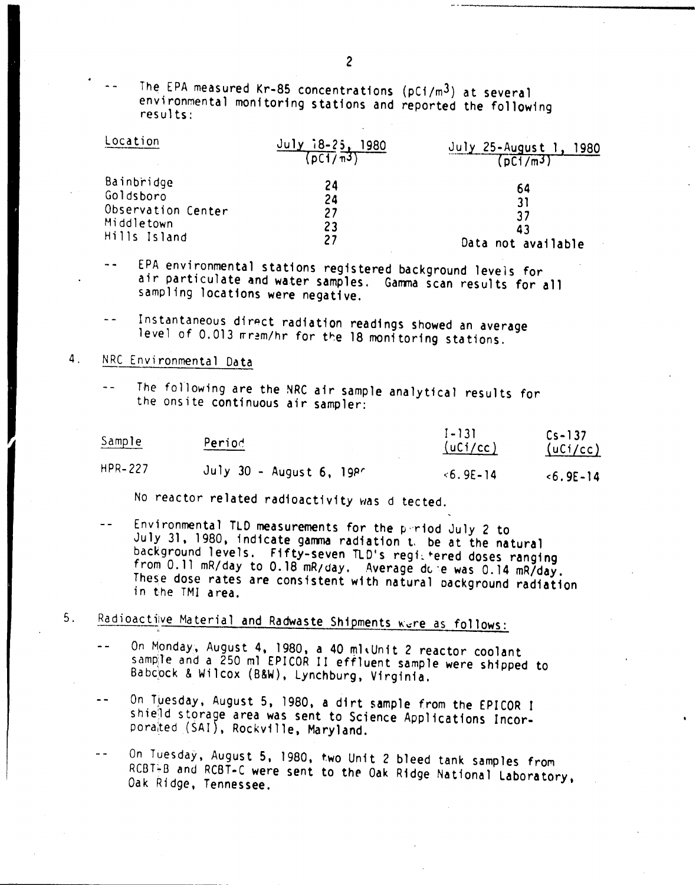-- The EPA measured Kr-85 concentrations (pCi/m$^3$) at several environmental monitoring stations and reported the following results:

| Location | July 18-25, 1980 (pCi/m$^3$) | July 25-August 1, 1980 (pCi/m$^3$) |
|---|---|---|
| Bainbridge | 24 | 64 |
| Goldsboro | 24 | 31 |
| Observation Center | 27 | 37 |
| Middletown | 23 | 43 |
| Hills Island | 27 | Data not available |

-- EPA environmental stations registered background levels for air particulate and water samples. Gamma scan results for all sampling locations were negative.

-- Instantaneous direct radiation readings showed an average level of 0.013 mrem/hr for the 18 monitoring stations.

4. NRC Environmental Data

-- The following are the NRC air sample analytical results for the onsite continuous air sampler:

| Sample | Period | I-131 (uCi/cc) | Cs-137 (uCi/cc) |
|---|---|---|---|
| HPR-227 | July 30 - August 6, 1980 | <6.9E-14 | <6.9E-14 |

No reactor related radioactivity was detected.

-- Environmental TLD measurements for the period July 2 to July 31, 1980, indicate gamma radiation to be at the natural background levels. Fifty-seven TLD's registered doses ranging from 0.11 mR/day to 0.18 mR/day. Average dose was 0.14 mR/day. These dose rates are consistent with natural background radiation in the TMI area.

5. Radioactive Material and Radwaste Shipments were as follows:

-- On Monday, August 4, 1980, a 40 ml Unit 2 reactor coolant sample and a 250 ml EPICOR II effluent sample were shipped to Babcock & Wilcox (B&W), Lynchburg, Virginia.

-- On Tuesday, August 5, 1980, a dirt sample from the EPICOR I shield storage area was sent to Science Applications Incorporated (SAI), Rockville, Maryland.

-- On Tuesday, August 5, 1980, two Unit 2 bleed tank samples from RCBT-B and RCBT-C were sent to the Oak Ridge National Laboratory, Oak Ridge, Tennessee.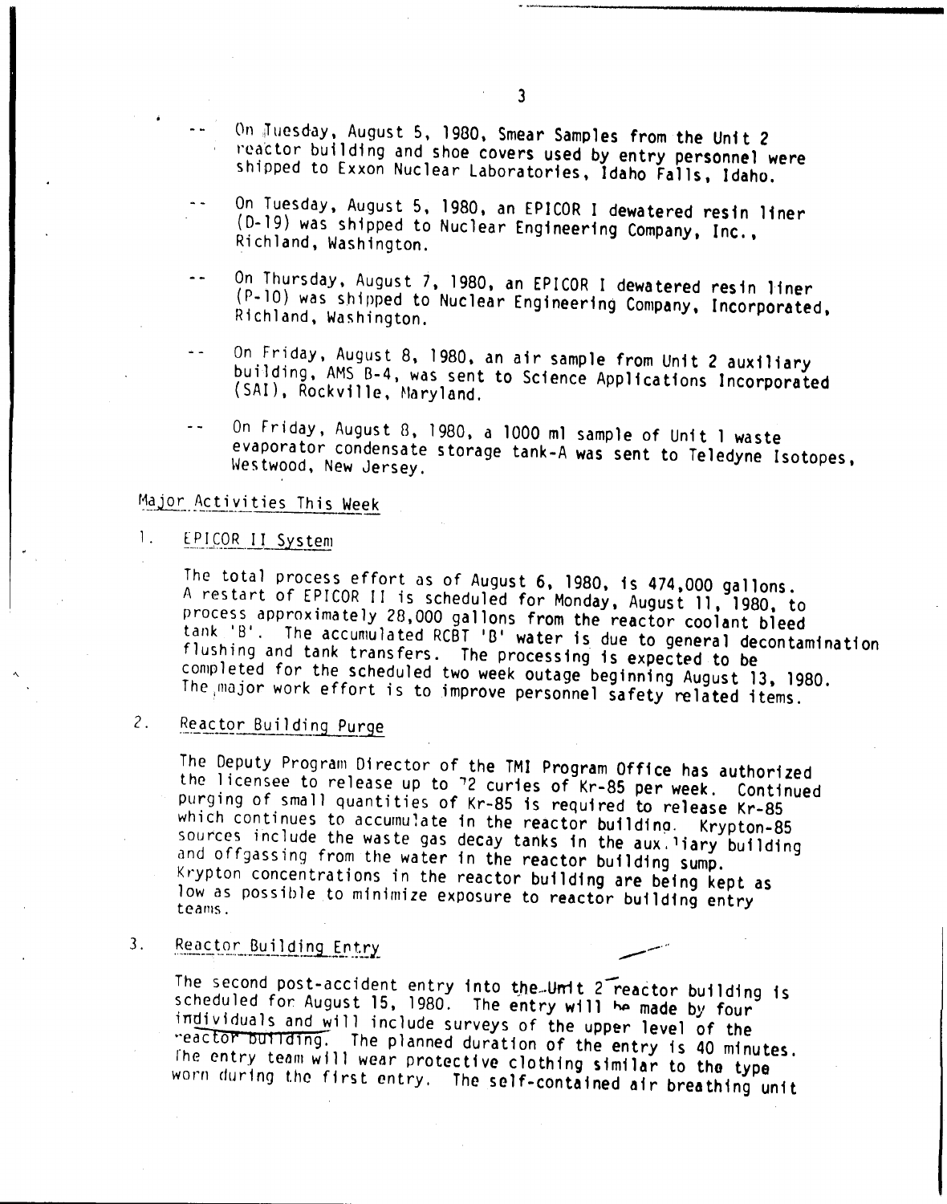-- On Tuesday, August 5, 1980, Smear Samples from the Unit 2 reactor building and shoe covers used by entry personnel were shipped to Exxon Nuclear Laboratories, Idaho Falls, Idaho.

-- On Tuesday, August 5, 1980, an EPICOR I dewatered resin liner (D-19) was shipped to Nuclear Engineering Company, Inc., Richland, Washington.

-- On Thursday, August 7, 1980, an EPICOR I dewatered resin liner (P-10) was shipped to Nuclear Engineering Company, Incorporated, Richland, Washington.

-- On Friday, August 8, 1980, an air sample from Unit 2 auxiliary building, AMS B-4, was sent to Science Applications Incorporated (SAI), Rockville, Maryland.

-- On Friday, August 8, 1980, a 1000 ml sample of Unit 1 waste evaporator condensate storage tank-A was sent to Teledyne Isotopes, Westwood, New Jersey.

## Major Activities This Week

1. EPICOR II System

The total process effort as of August 6, 1980, is 474,000 gallons. A restart of EPICOR II is scheduled for Monday, August 11, 1980, to process approximately 28,000 gallons from the reactor coolant bleed tank 'B'. The accumulated RCBT 'B' water is due to general decontamination flushing and tank transfers. The processing is expected to be completed for the scheduled two week outage beginning August 13, 1980. The major work effort is to improve personnel safety related items.

2. Reactor Building Purge

The Deputy Program Director of the TMI Program Office has authorized the licensee to release up to 72 curies of Kr-85 per week. Continued purging of small quantities of Kr-85 is required to release Kr-85 which continues to accumulate in the reactor building. Krypton-85 sources include the waste gas decay tanks in the auxiliary building and offgassing from the water in the reactor building sump. Krypton concentrations in the reactor building are being kept as low as possible to minimize exposure to reactor building entry teams.

3. Reactor Building Entry

The second post-accident entry into the Unit 2 reactor building is scheduled for August 15, 1980. The entry will be made by four individuals and will include surveys of the upper level of the reactor building. The planned duration of the entry is 40 minutes. The entry team will wear protective clothing similar to the type worn during the first entry. The self-contained air breathing unit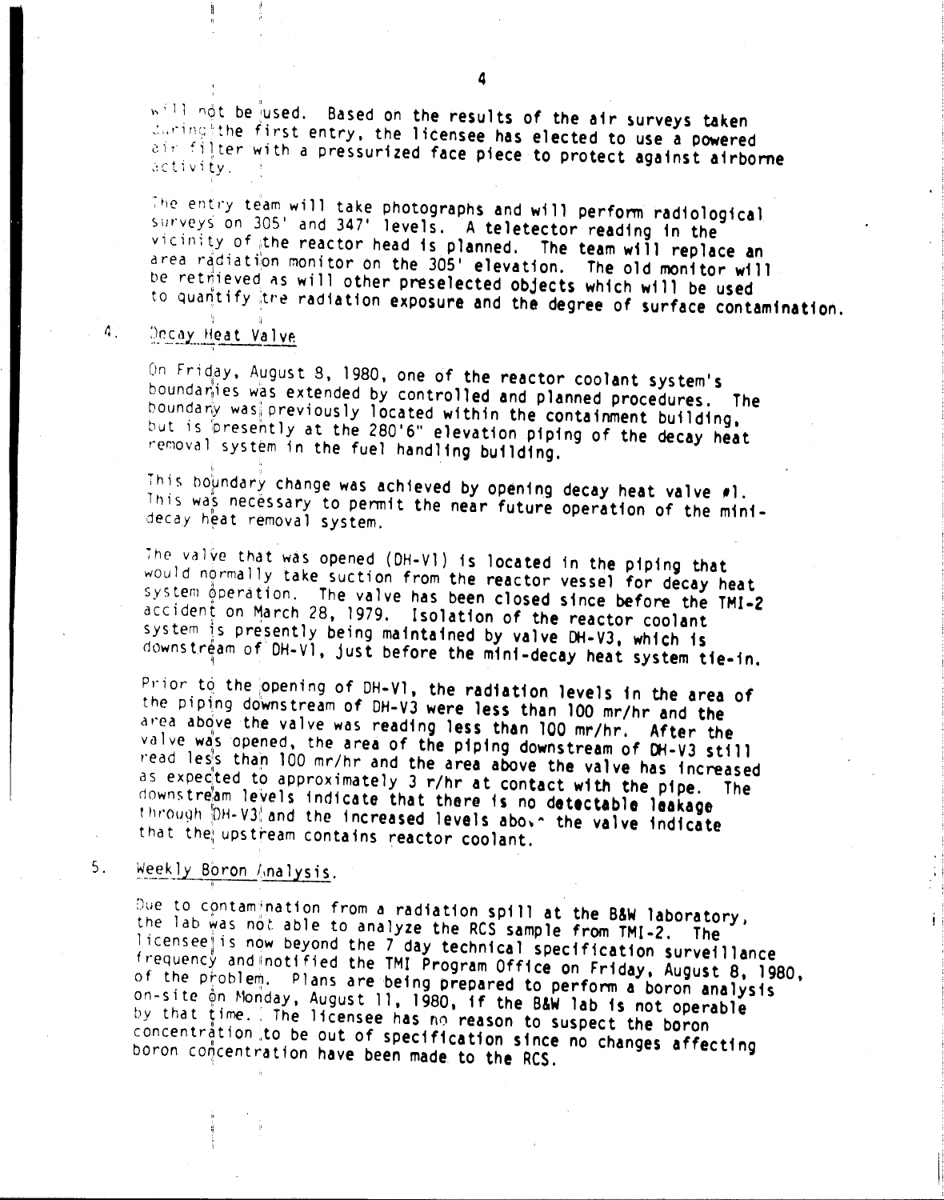will not be used. Based on the results of the air surveys taken during the first entry, the licensee has elected to use a powered air filter with a pressurized face piece to protect against airborne activity.

The entry team will take photographs and will perform radiological surveys on 305' and 347' levels. A teletector reading in the vicinity of the reactor head is planned. The team will replace an area radiation monitor on the 305' elevation. The old monitor will be retrieved as will other preselected objects which will be used to quantify the radiation exposure and the degree of surface contamination.

4. Decay Heat Valve

On Friday, August 8, 1980, one of the reactor coolant system's boundaries was extended by controlled and planned procedures. The boundary was previously located within the containment building, but is presently at the 280'6" elevation piping of the decay heat removal system in the fuel handling building.

This boundary change was achieved by opening decay heat valve #1. This was necessary to permit the near future operation of the mini-decay heat removal system.

The valve that was opened (DH-V1) is located in the piping that would normally take suction from the reactor vessel for decay heat system operation. The valve has been closed since before the TMI-2 accident on March 28, 1979. Isolation of the reactor coolant system is presently being maintained by valve DH-V3, which is downstream of DH-V1, just before the mini-decay heat system tie-in.

Prior to the opening of DH-V1, the radiation levels in the area of the piping downstream of DH-V3 were less than 100 mr/hr and the area above the valve was reading less than 100 mr/hr. After the valve was opened, the area of the piping downstream of DH-V3 still read less than 100 mr/hr and the area above the valve has increased as expected to approximately 3 r/hr at contact with the pipe. The downstream levels indicate that there is no detectable leakage through DH-V3 and the increased levels above the valve indicate that the upstream contains reactor coolant.

5. Weekly Boron Analysis.

Due to contamination from a radiation spill at the B&W laboratory, the lab was not able to analyze the RCS sample from TMI-2. The licensee is now beyond the 7 day technical specification surveillance frequency and notified the TMI Program Office on Friday, August 8, 1980, of the problem. Plans are being prepared to perform a boron analysis on-site on Monday, August 11, 1980, if the B&W lab is not operable by that time. The licensee has no reason to suspect the boron concentration to be out of specification since no changes affecting boron concentration have been made to the RCS.